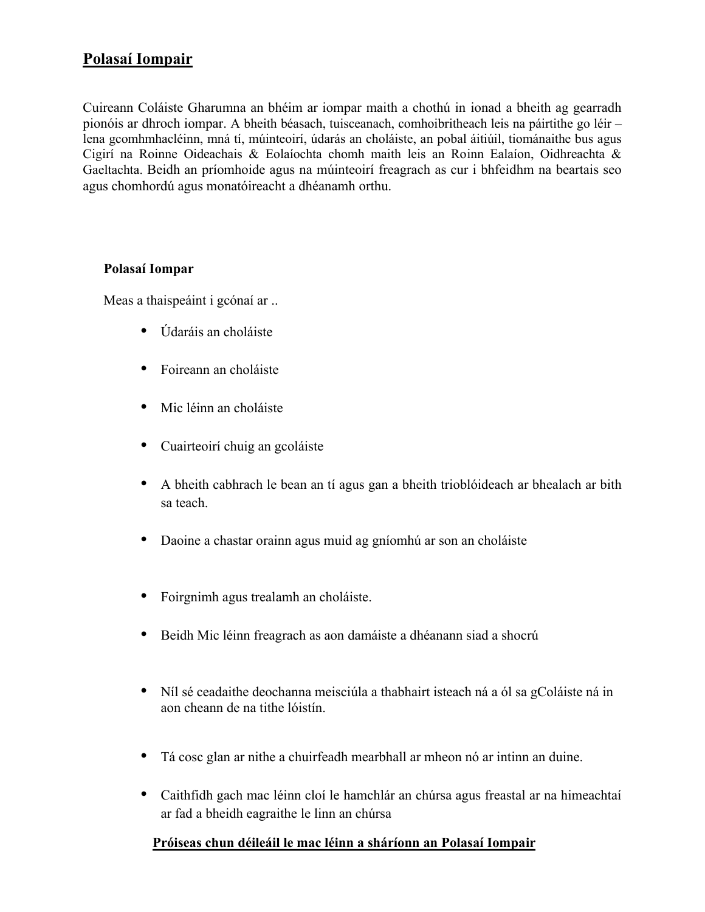# Polasaí Iompair

Cuireann Coláiste Gharumna an bhéim ar iompar maith a chothú in ionad a bheith ag gearradh pionóis ar dhroch iompar. A bheith béasach, tuisceanach, comhoibritheach leis na páirtithe go léir – lena gcomhmhacléinn, mná tí, múinteoirí, údarás an choláiste, an pobal áitiúil, tiománaithe bus agus Cigirí na Roinne Oideachais & Eolaíochta chomh maith leis an Roinn Ealaíon, Oidhreachta & Gaeltachta. Beidh an príomhoide agus na múinteoirí freagrach as cur i bhfeidhm na beartais seo agus chomhordú agus monatóireacht a dhéanamh orthu.

**Polasaí Iompar**

Meas a thaispeáint i gcónaí ar ..

- Údaráis an choláiste
- Foireann an choláiste
- Mic léinn an choláiste
- Cuairteoirí chuig an gcoláiste
- A bheith cabhrach le bean an tí agus gan a bheith trioblóideach ar bhealach ar bith sa teach.
- Daoine a chastar orainn agus muid ag gníomhú ar son an choláiste
- Foirgnimh agus trealamh an choláiste.
- Beidh Mic léinn freagrach as aon damáiste a dhéanann siad a shocrú
- Níl sé ceadaithe deochanna meisciúla a thabhairt isteach ná a ól sa gColáiste ná in aon cheann de na tithe lóistín.
- Tá cosc glan ar nithe a chuirfeadh mearbhall ar mheon nó ar intinn an duine.
- Caithfidh gach mac léinn cloí le hamchlár an chúrsa agus freastal ar na himeachtaí ar fad a bheidh eagraithe le linn an chúrsa

**Próiseas chun déileáil le mac léinn a sháríonn an Polasaí Iompair**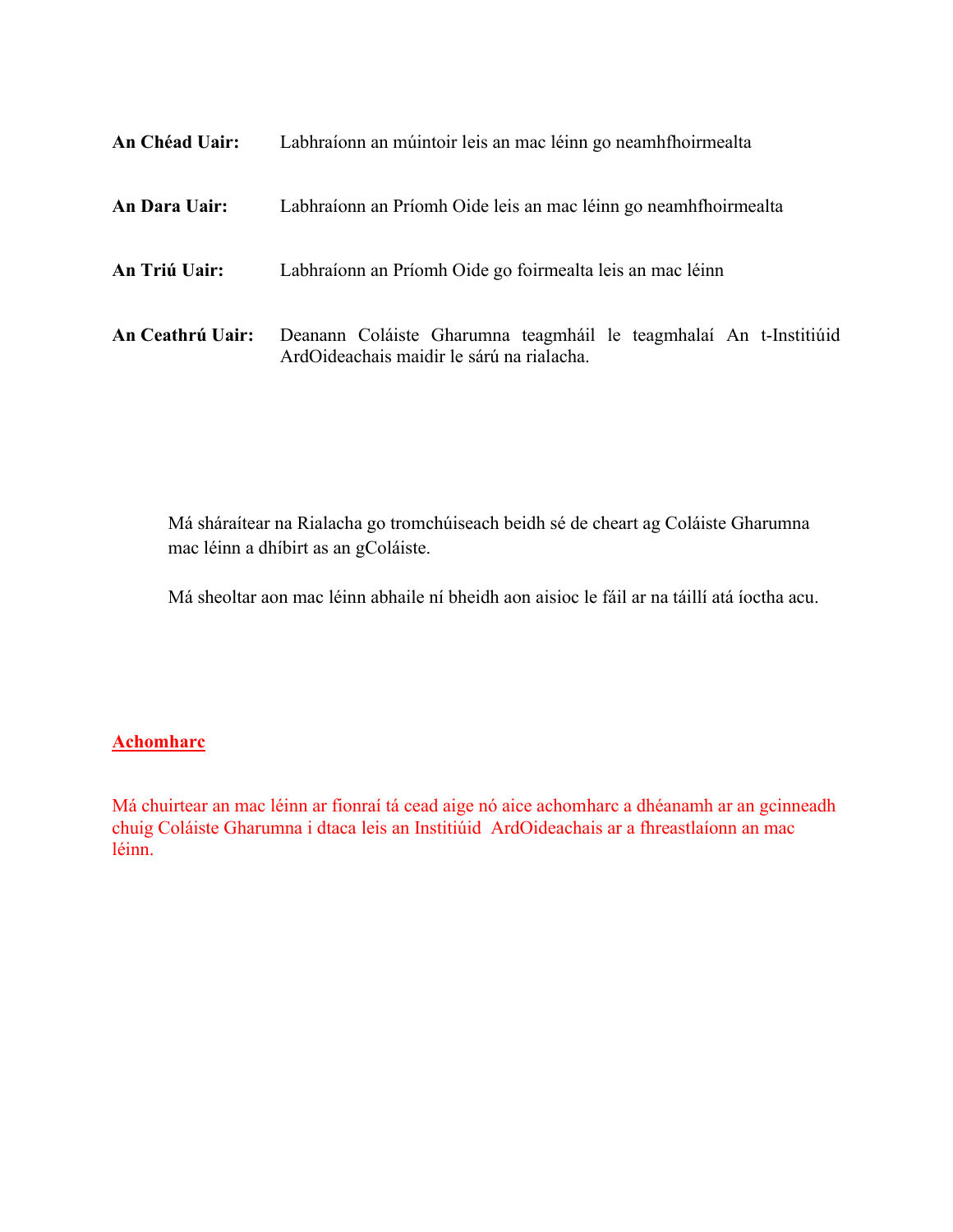| | |
|---|---|
| **An Chéad Uair:** | Labhraíonn an múintoir leis an mac léinn go neamhfhoirmealta |
| **An Dara Uair:** | Labhraíonn an Príomh Oide leis an mac léinn go neamhfhoirmealta |
| **An Triú Uair:** | Labhraíonn an Príomh Oide go foirmealta leis an mac léinn |
| **An Ceathrú Uair:** | Deanann Coláiste Gharumna teagmháil le teagmhalaí An t-Institiúid ArdOideachais maidir le sárú na rialacha. |

Má sháraítear na Rialacha go tromchúiseach beidh sé de cheart ag Coláiste Gharumna mac léinn a dhíbirt as an gColáiste.

Má sheoltar aon mac léinn abhaile ní bheidh aon aisioc le fáil ar na táillí atá íoctha acu.

**Achomharc**

Má chuirtear an mac léinn ar fionraí tá cead aige nó aice achomharc a dhéanamh ar an gcinneadh chuig Coláiste Gharumna i dtaca leis an Institiúid ArdOideachais ar a fhreastlaíonn an mac léinn.